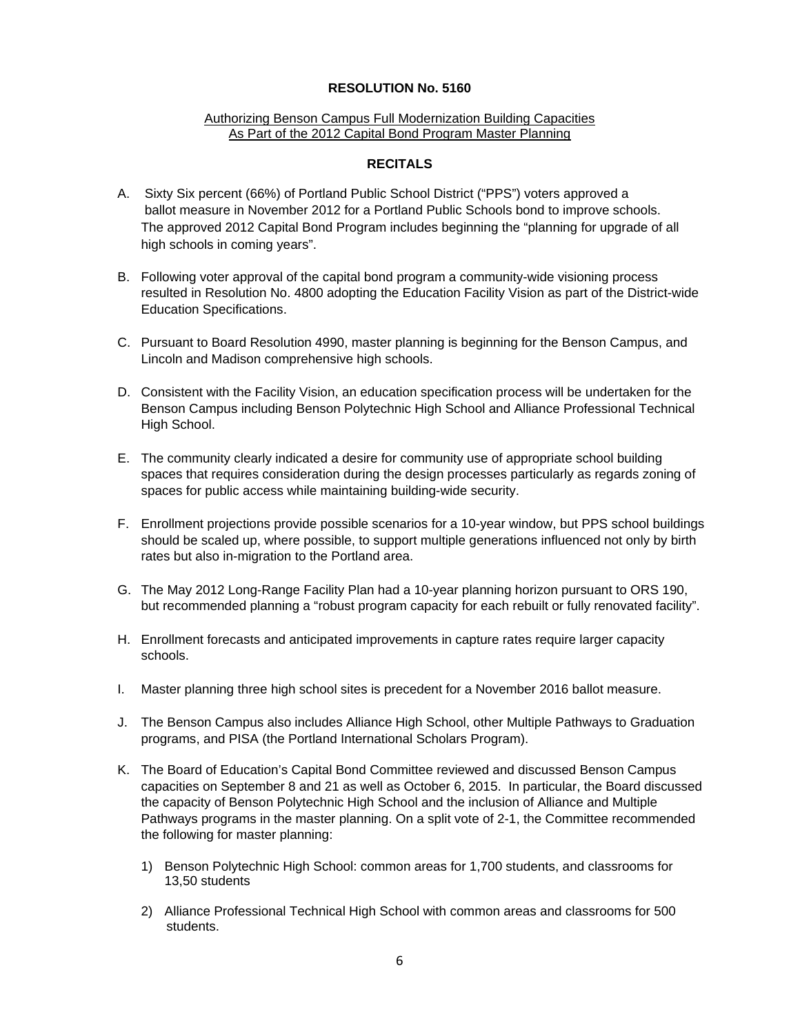**RESOLUTION No. 5160**

Authorizing Benson Campus Full Modernization Building Capacities As Part of the 2012 Capital Bond Program Master Planning

**RECITALS**

A. Sixty Six percent (66%) of Portland Public School District ("PPS") voters approved a ballot measure in November 2012 for a Portland Public Schools bond to improve schools. The approved 2012 Capital Bond Program includes beginning the "planning for upgrade of all high schools in coming years".

B. Following voter approval of the capital bond program a community-wide visioning process resulted in Resolution No. 4800 adopting the Education Facility Vision as part of the District-wide Education Specifications.

C. Pursuant to Board Resolution 4990, master planning is beginning for the Benson Campus, and Lincoln and Madison comprehensive high schools.

D. Consistent with the Facility Vision, an education specification process will be undertaken for the Benson Campus including Benson Polytechnic High School and Alliance Professional Technical High School.

E. The community clearly indicated a desire for community use of appropriate school building spaces that requires consideration during the design processes particularly as regards zoning of spaces for public access while maintaining building-wide security.

F. Enrollment projections provide possible scenarios for a 10-year window, but PPS school buildings should be scaled up, where possible, to support multiple generations influenced not only by birth rates but also in-migration to the Portland area.

G. The May 2012 Long-Range Facility Plan had a 10-year planning horizon pursuant to ORS 190, but recommended planning a "robust program capacity for each rebuilt or fully renovated facility".

H. Enrollment forecasts and anticipated improvements in capture rates require larger capacity schools.

I. Master planning three high school sites is precedent for a November 2016 ballot measure.

J. The Benson Campus also includes Alliance High School, other Multiple Pathways to Graduation programs, and PISA (the Portland International Scholars Program).

K. The Board of Education's Capital Bond Committee reviewed and discussed Benson Campus capacities on September 8 and 21 as well as October 6, 2015. In particular, the Board discussed the capacity of Benson Polytechnic High School and the inclusion of Alliance and Multiple Pathways programs in the master planning. On a split vote of 2-1, the Committee recommended the following for master planning:

   1) Benson Polytechnic High School: common areas for 1,700 students, and classrooms for 13,50 students

   2) Alliance Professional Technical High School with common areas and classrooms for 500 students.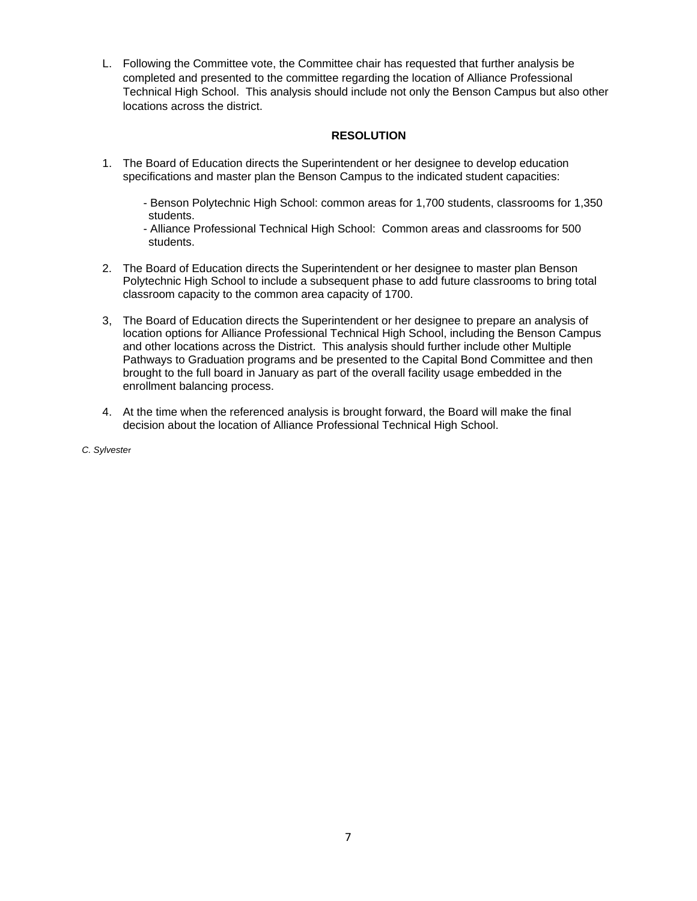L. Following the Committee vote, the Committee chair has requested that further analysis be completed and presented to the committee regarding the location of Alliance Professional Technical High School. This analysis should include not only the Benson Campus but also other locations across the district.

**RESOLUTION**

1. The Board of Education directs the Superintendent or her designee to develop education specifications and master plan the Benson Campus to the indicated student capacities:

   - Benson Polytechnic High School: common areas for 1,700 students, classrooms for 1,350 students.
   - Alliance Professional Technical High School: Common areas and classrooms for 500 students.

2. The Board of Education directs the Superintendent or her designee to master plan Benson Polytechnic High School to include a subsequent phase to add future classrooms to bring total classroom capacity to the common area capacity of 1700.

3, The Board of Education directs the Superintendent or her designee to prepare an analysis of location options for Alliance Professional Technical High School, including the Benson Campus and other locations across the District. This analysis should further include other Multiple Pathways to Graduation programs and be presented to the Capital Bond Committee and then brought to the full board in January as part of the overall facility usage embedded in the enrollment balancing process.

4. At the time when the referenced analysis is brought forward, the Board will make the final decision about the location of Alliance Professional Technical High School.

*C. Sylvester*